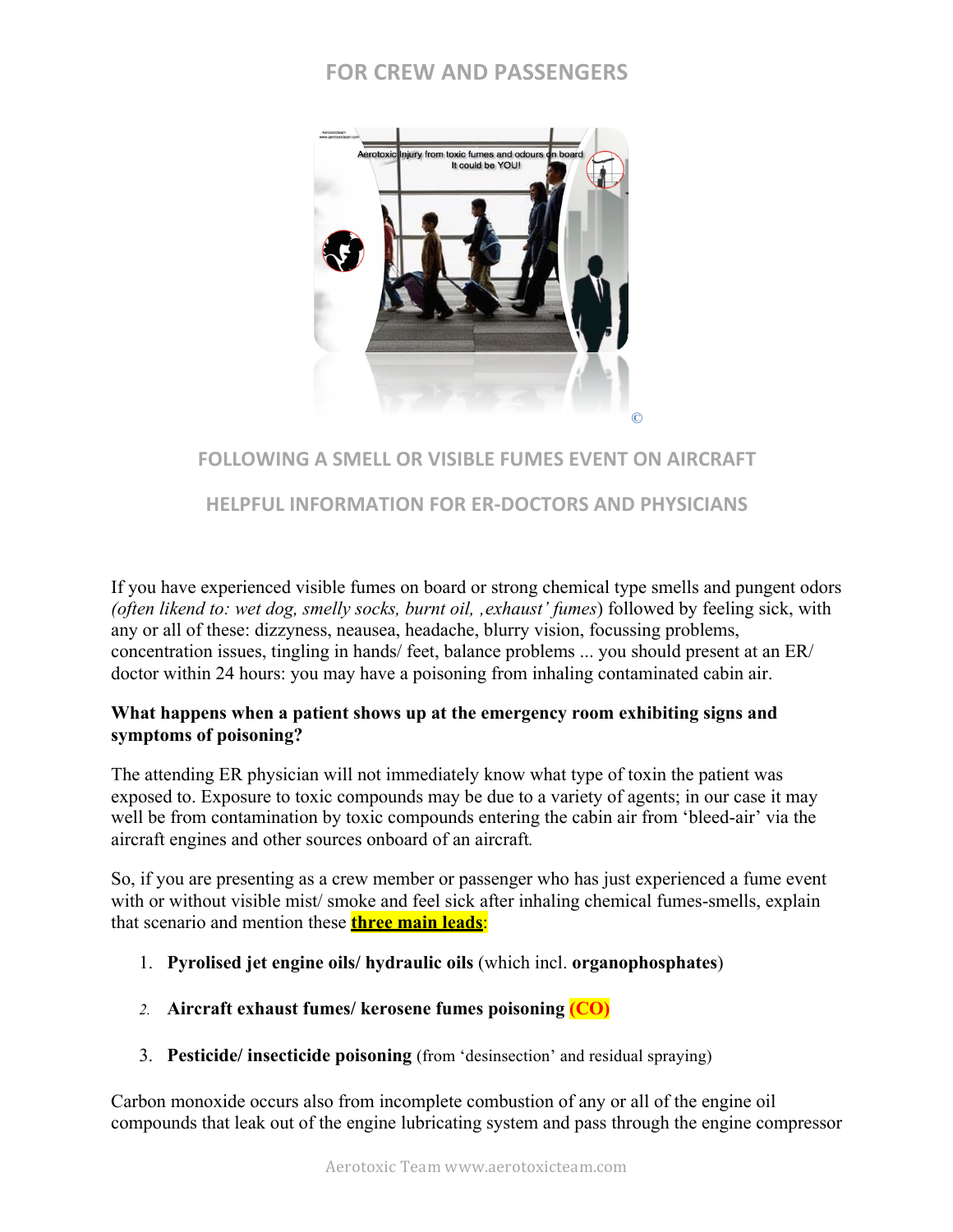# FOR CREW AND PASSENGERS

## FOLLOWING A SMELL OR VISIBLE FUMES EVENT ON AIRCRAFT

## HELPFUL INFORMATION FOR ER-DOCTORS AND PHYSICIANS

If you have experienced visible fumes on board or strong chemical type smells and pungent odors *(often likend to: wet dog, smelly socks, burnt oil, ‚exhaust' fumes*) followed by feeling sick, with any or all of these: dizzyness, neausea, headache, blurry vision, focussing problems, concentration issues, tingling in hands/ feet, balance problems ... you should present at an ER/ doctor within 24 hours: you may have a poisoning from inhaling contaminated cabin air.

**What happens when a patient shows up at the emergency room exhibiting signs and symptoms of poisoning?**

The attending ER physician will not immediately know what type of toxin the patient was exposed to. Exposure to toxic compounds may be due to a variety of agents; in our case it may well be from contamination by toxic compounds entering the cabin air from 'bleed-air' via the aircraft engines and other sources onboard of an aircraft.

So, if you are presenting as a crew member or passenger who has just experienced a fume event with or without visible mist/ smoke and feel sick after inhaling chemical fumes-smells, explain that scenario and mention these **three main leads**:

1. **Pyrolised jet engine oils/ hydraulic oils** (which incl. **organophosphates**)
2. **Aircraft exhaust fumes/ kerosene fumes poisoning (CO)**
3. **Pesticide/ insecticide poisoning** (from 'desinsection' and residual spraying)

Carbon monoxide occurs also from incomplete combustion of any or all of the engine oil compounds that leak out of the engine lubricating system and pass through the engine compressor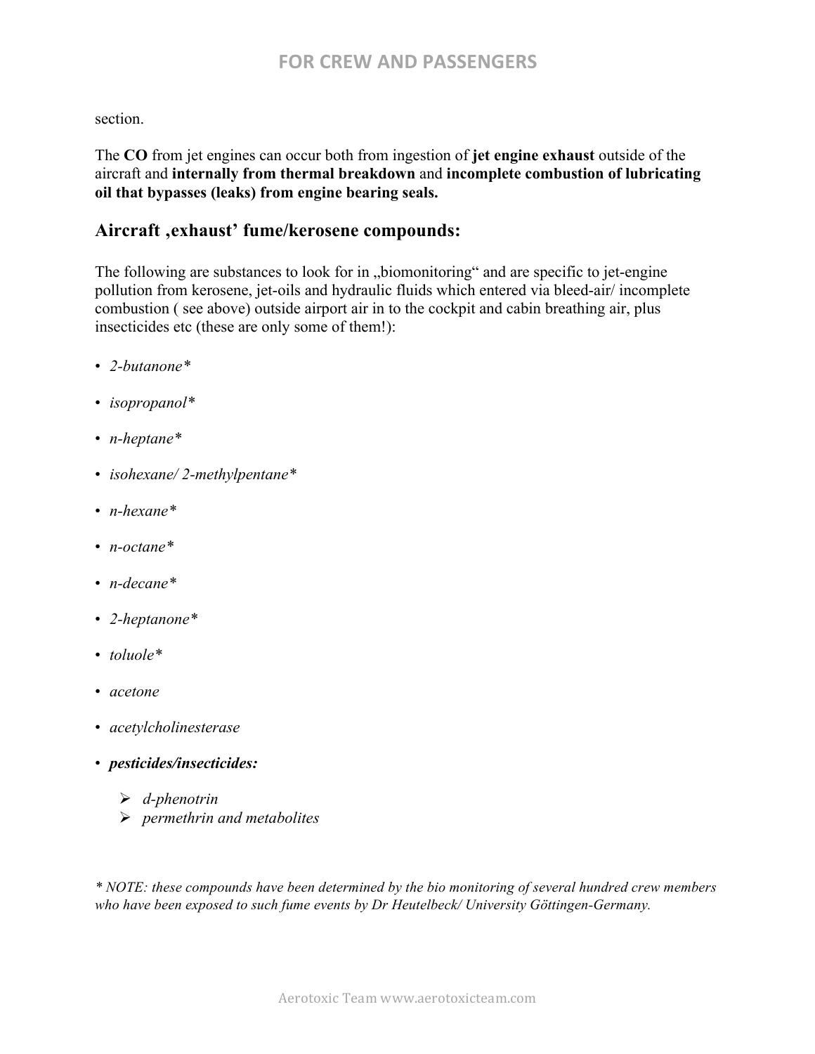section.

The **CO** from jet engines can occur both from ingestion of **jet engine exhaust** outside of the aircraft and **internally from thermal breakdown** and **incomplete combustion of lubricating oil that bypasses (leaks) from engine bearing seals.**

## Aircraft ‚exhaust' fume/kerosene compounds:

The following are substances to look for in „biomonitoring" and are specific to jet-engine pollution from kerosene, jet-oils and hydraulic fluids which entered via bleed-air/ incomplete combustion ( see above) outside airport air in to the cockpit and cabin breathing air, plus insecticides etc (these are only some of them!):

- *2-butanone**
- *isopropanol**
- *n-heptane**
- *isohexane/ 2-methylpentane**
- *n-hexane**
- *n-octane**
- *n-decane**
- *2-heptanone**
- *toluole**
- *acetone*
- *acetylcholinesterase*
- ***pesticides/insecticides:***
  - *d-phenotrin*
  - *permethrin and metabolites*

*\* NOTE: these compounds have been determined by the bio monitoring of several hundred crew members who have been exposed to such fume events by Dr Heutelbeck/ University Göttingen-Germany.*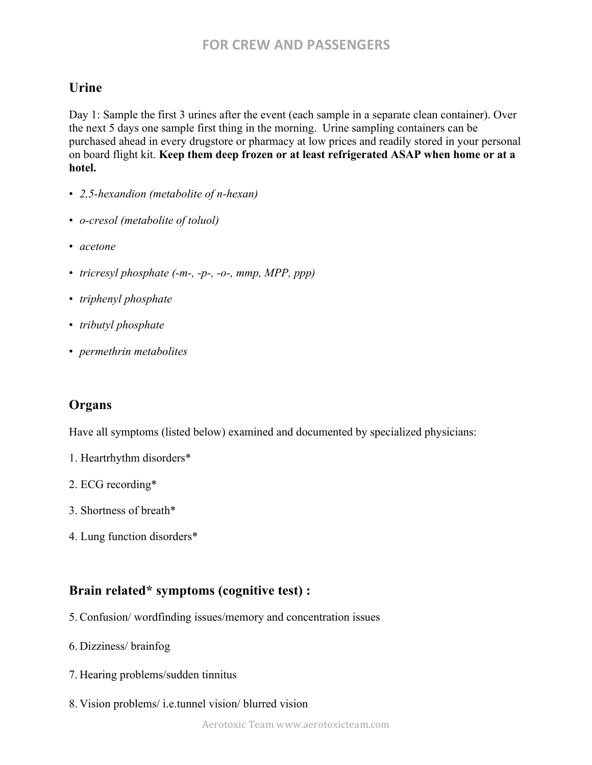## Urine

Day 1: Sample the first 3 urines after the event (each sample in a separate clean container). Over the next 5 days one sample first thing in the morning. Urine sampling containers can be purchased ahead in every drugstore or pharmacy at low prices and readily stored in your personal on board flight kit. **Keep them deep frozen or at least refrigerated ASAP when home or at a hotel.**

- *2,5-hexandion (metabolite of n-hexan)*
- *o-cresol (metabolite of toluol)*
- *acetone*
- *tricresyl phosphate (-m-, -p-, -o-, mmp, MPP, ppp)*
- *triphenyl phosphate*
- *tributyl phosphate*
- *permethrin metabolites*

## Organs

Have all symptoms (listed below) examined and documented by specialized physicians:

1. Heartrhythm disorders*
2. ECG recording*
3. Shortness of breath*
4. Lung function disorders*

## Brain related* symptoms (cognitive test) :

5. Confusion/ wordfinding issues/memory and concentration issues
6. Dizziness/ brainfog
7. Hearing problems/sudden tinnitus
8. Vision problems/ i.e.tunnel vision/ blurred vision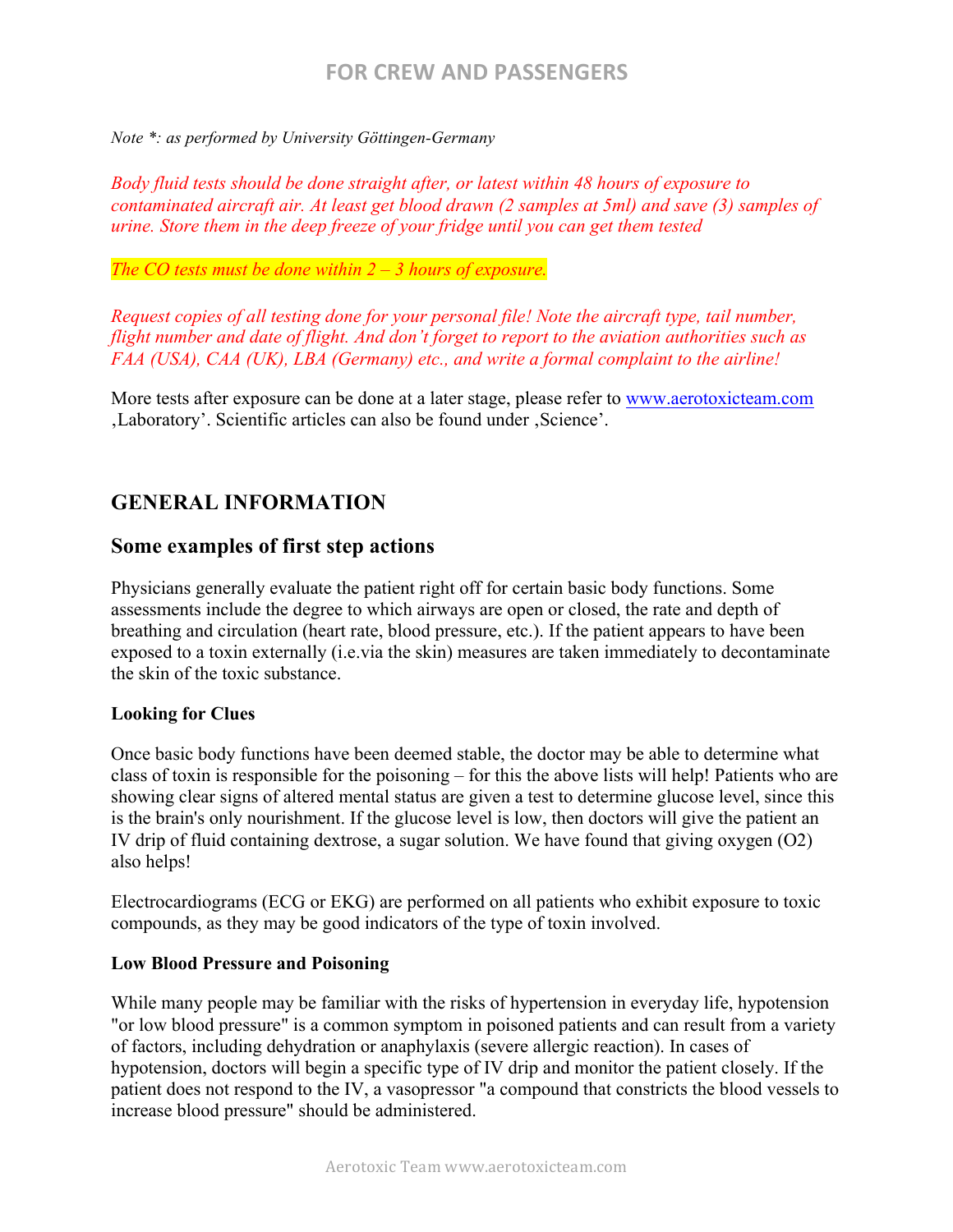*Note \*: as performed by University Göttingen-Germany*

*Body fluid tests should be done straight after, or latest within 48 hours of exposure to contaminated aircraft air. At least get blood drawn (2 samples at 5ml) and save (3) samples of urine. Store them in the deep freeze of your fridge until you can get them tested*

*The CO tests must be done within 2 – 3 hours of exposure.*

*Request copies of all testing done for your personal file! Note the aircraft type, tail number, flight number and date of flight. And don't forget to report to the aviation authorities such as FAA (USA), CAA (UK), LBA (Germany) etc., and write a formal complaint to the airline!*

More tests after exposure can be done at a later stage, please refer to www.aerotoxicteam.com ‚Laboratory'. Scientific articles can also be found under ‚Science'.

## GENERAL INFORMATION

### Some examples of first step actions

Physicians generally evaluate the patient right off for certain basic body functions. Some assessments include the degree to which airways are open or closed, the rate and depth of breathing and circulation (heart rate, blood pressure, etc.). If the patient appears to have been exposed to a toxin externally (i.e.via the skin) measures are taken immediately to decontaminate the skin of the toxic substance.

**Looking for Clues**

Once basic body functions have been deemed stable, the doctor may be able to determine what class of toxin is responsible for the poisoning – for this the above lists will help! Patients who are showing clear signs of altered mental status are given a test to determine glucose level, since this is the brain's only nourishment. If the glucose level is low, then doctors will give the patient an IV drip of fluid containing dextrose, a sugar solution. We have found that giving oxygen ($O_2$) also helps!

Electrocardiograms (ECG or EKG) are performed on all patients who exhibit exposure to toxic compounds, as they may be good indicators of the type of toxin involved.

**Low Blood Pressure and Poisoning**

While many people may be familiar with the risks of hypertension in everyday life, hypotension "or low blood pressure" is a common symptom in poisoned patients and can result from a variety of factors, including dehydration or anaphylaxis (severe allergic reaction). In cases of hypotension, doctors will begin a specific type of IV drip and monitor the patient closely. If the patient does not respond to the IV, a vasopressor "a compound that constricts the blood vessels to increase blood pressure" should be administered.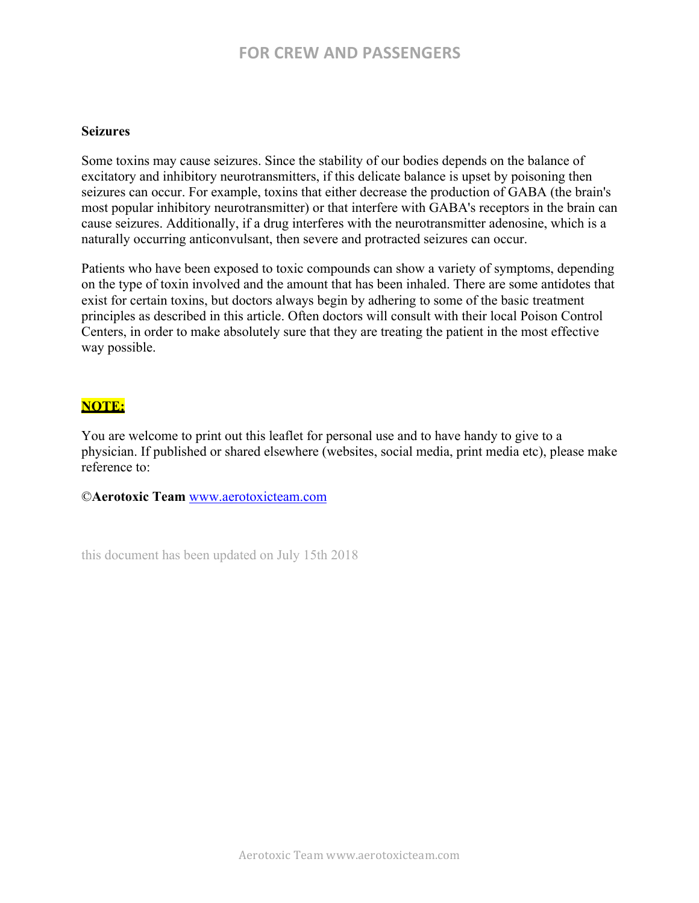**Seizures**

Some toxins may cause seizures. Since the stability of our bodies depends on the balance of excitatory and inhibitory neurotransmitters, if this delicate balance is upset by poisoning then seizures can occur. For example, toxins that either decrease the production of GABA (the brain's most popular inhibitory neurotransmitter) or that interfere with GABA's receptors in the brain can cause seizures. Additionally, if a drug interferes with the neurotransmitter adenosine, which is a naturally occurring anticonvulsant, then severe and protracted seizures can occur.

Patients who have been exposed to toxic compounds can show a variety of symptoms, depending on the type of toxin involved and the amount that has been inhaled. There are some antidotes that exist for certain toxins, but doctors always begin by adhering to some of the basic treatment principles as described in this article. Often doctors will consult with their local Poison Control Centers, in order to make absolutely sure that they are treating the patient in the most effective way possible.

**NOTE:**

You are welcome to print out this leaflet for personal use and to have handy to give to a physician. If published or shared elsewhere (websites, social media, print media etc), please make reference to:

**©Aerotoxic Team** www.aerotoxicteam.com

this document has been updated on July 15th 2018